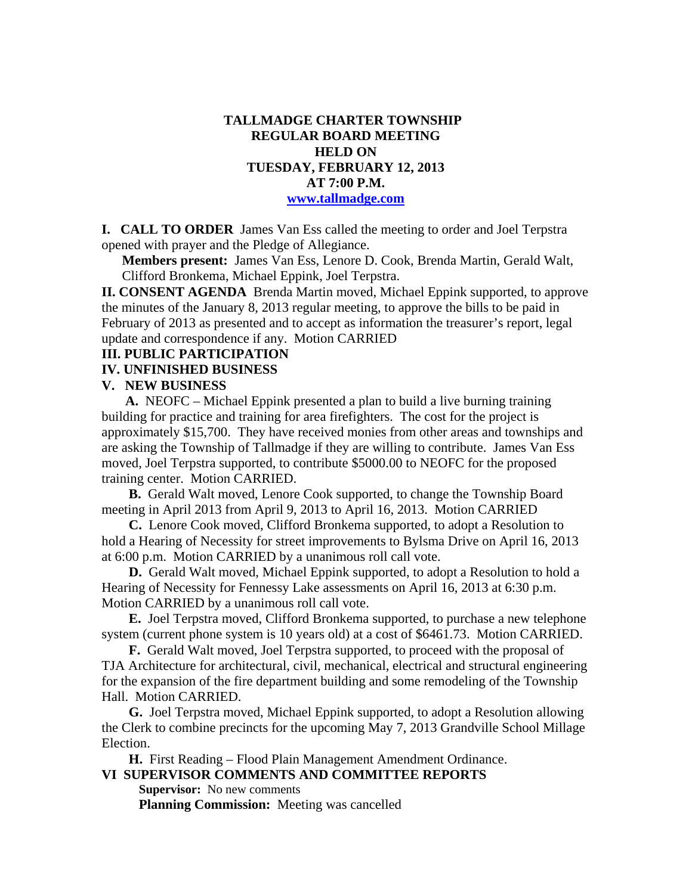# TALLMADGE CHARTER TOWNSHIP
## REGULAR BOARD MEETING
## HELD ON
## TUESDAY, FEBRUARY 12, 2013
## AT 7:00 P.M.
**www.tallmadge.com**

**I. CALL TO ORDER** James Van Ess called the meeting to order and Joel Terpstra opened with prayer and the Pledge of Allegiance.

**Members present:** James Van Ess, Lenore D. Cook, Brenda Martin, Gerald Walt, Clifford Bronkema, Michael Eppink, Joel Terpstra.

**II. CONSENT AGENDA** Brenda Martin moved, Michael Eppink supported, to approve the minutes of the January 8, 2013 regular meeting, to approve the bills to be paid in February of 2013 as presented and to accept as information the treasurer's report, legal update and correspondence if any. Motion CARRIED

**III. PUBLIC PARTICIPATION**

**IV. UNFINISHED BUSINESS**

**V. NEW BUSINESS**

**A.** NEOFC – Michael Eppink presented a plan to build a live burning training building for practice and training for area firefighters. The cost for the project is approximately $15,700. They have received monies from other areas and townships and are asking the Township of Tallmadge if they are willing to contribute. James Van Ess moved, Joel Terpstra supported, to contribute $5000.00 to NEOFC for the proposed training center. Motion CARRIED.

**B.** Gerald Walt moved, Lenore Cook supported, to change the Township Board meeting in April 2013 from April 9, 2013 to April 16, 2013. Motion CARRIED

**C.** Lenore Cook moved, Clifford Bronkema supported, to adopt a Resolution to hold a Hearing of Necessity for street improvements to Bylsma Drive on April 16, 2013 at 6:00 p.m. Motion CARRIED by a unanimous roll call vote.

**D.** Gerald Walt moved, Michael Eppink supported, to adopt a Resolution to hold a Hearing of Necessity for Fennessy Lake assessments on April 16, 2013 at 6:30 p.m. Motion CARRIED by a unanimous roll call vote.

**E.** Joel Terpstra moved, Clifford Bronkema supported, to purchase a new telephone system (current phone system is 10 years old) at a cost of $6461.73. Motion CARRIED.

**F.** Gerald Walt moved, Joel Terpstra supported, to proceed with the proposal of TJA Architecture for architectural, civil, mechanical, electrical and structural engineering for the expansion of the fire department building and some remodeling of the Township Hall. Motion CARRIED.

**G.** Joel Terpstra moved, Michael Eppink supported, to adopt a Resolution allowing the Clerk to combine precincts for the upcoming May 7, 2013 Grandville School Millage Election.

**H.** First Reading – Flood Plain Management Amendment Ordinance.

**VI SUPERVISOR COMMENTS AND COMMITTEE REPORTS**

**Supervisor:** No new comments

**Planning Commission:** Meeting was cancelled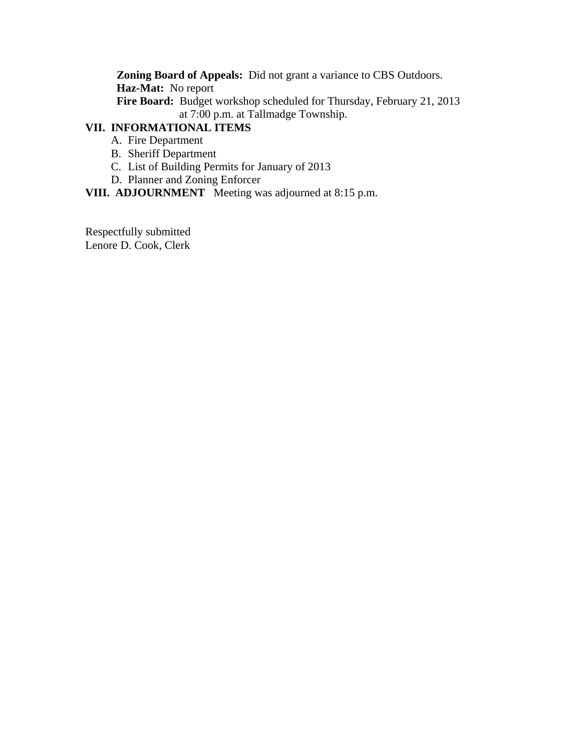**Zoning Board of Appeals:** Did not grant a variance to CBS Outdoors.
**Haz-Mat:** No report
**Fire Board:** Budget workshop scheduled for Thursday, February 21, 2013 at 7:00 p.m. at Tallmadge Township.

**VII. INFORMATIONAL ITEMS**

A. Fire Department
B. Sheriff Department
C. List of Building Permits for January of 2013
D. Planner and Zoning Enforcer

**VIII. ADJOURNMENT** Meeting was adjourned at 8:15 p.m.

Respectfully submitted
Lenore D. Cook, Clerk